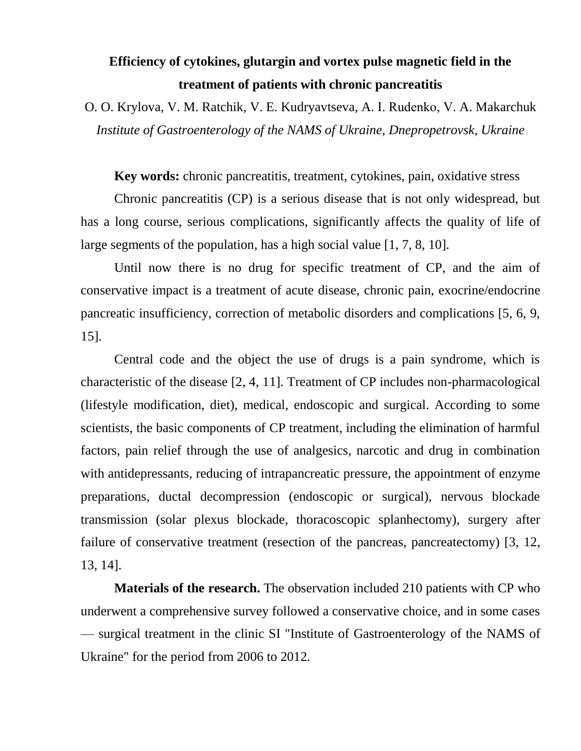# Efficiency of cytokines, glutargin and vortex pulse magnetic field in the treatment of patients with chronic pancreatitis

O. O. Krylova, V. M. Ratchik, V. E. Kudryavtseva, A. I. Rudenko, V. A. Makarchuk

*Institute of Gastroenterology of the NAMS of Ukraine, Dnepropetrovsk, Ukraine*

**Key words:** chronic pancreatitis, treatment, cytokines, pain, oxidative stress

Chronic pancreatitis (CP) is a serious disease that is not only widespread, but has a long course, serious complications, significantly affects the quality of life of large segments of the population, has a high social value [1, 7, 8, 10].

Until now there is no drug for specific treatment of CP, and the aim of conservative impact is a treatment of acute disease, chronic pain, exocrine/endocrine pancreatic insufficiency, correction of metabolic disorders and complications [5, 6, 9, 15].

Central code and the object the use of drugs is a pain syndrome, which is characteristic of the disease [2, 4, 11]. Treatment of CP includes non-pharmacological (lifestyle modification, diet), medical, endoscopic and surgical. According to some scientists, the basic components of CP treatment, including the elimination of harmful factors, pain relief through the use of analgesics, narcotic and drug in combination with antidepressants, reducing of intrapancreatic pressure, the appointment of enzyme preparations, ductal decompression (endoscopic or surgical), nervous blockade transmission (solar plexus blockade, thoracoscopic splanhectomy), surgery after failure of conservative treatment (resection of the pancreas, pancreatectomy) [3, 12, 13, 14].

**Materials of the research.** The observation included 210 patients with CP who underwent a comprehensive survey followed a conservative choice, and in some cases — surgical treatment in the clinic SI "Institute of Gastroenterology of the NAMS of Ukraine" for the period from 2006 to 2012.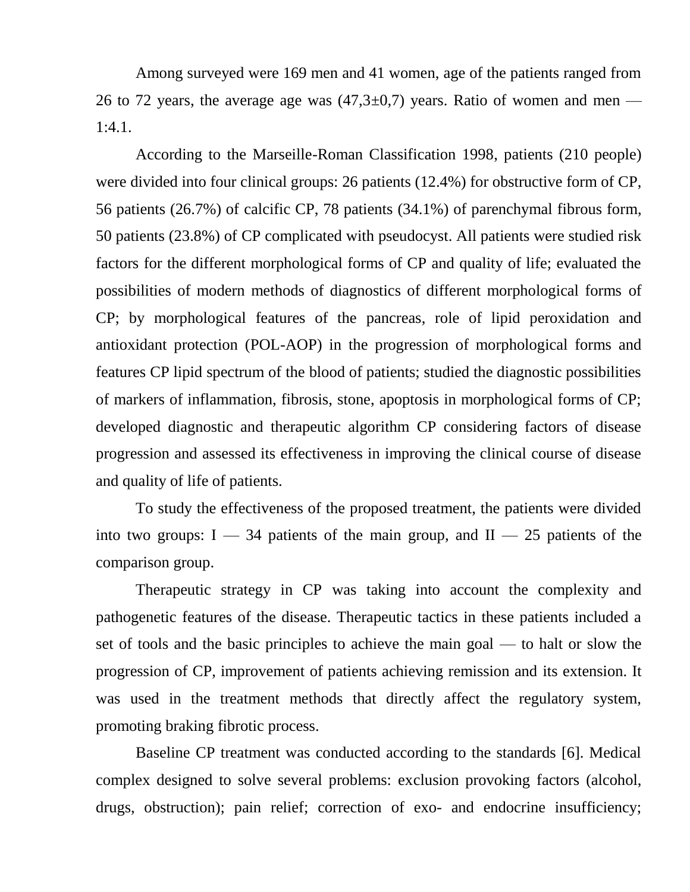Among surveyed were 169 men and 41 women, age of the patients ranged from 26 to 72 years, the average age was (47,3±0,7) years. Ratio of women and men — 1:4.1.

According to the Marseille-Roman Classification 1998, patients (210 people) were divided into four clinical groups: 26 patients (12.4%) for obstructive form of CP, 56 patients (26.7%) of calcific CP, 78 patients (34.1%) of parenchymal fibrous form, 50 patients (23.8%) of CP complicated with pseudocyst. All patients were studied risk factors for the different morphological forms of CP and quality of life; evaluated the possibilities of modern methods of diagnostics of different morphological forms of CP; by morphological features of the pancreas, role of lipid peroxidation and antioxidant protection (POL-AOP) in the progression of morphological forms and features CP lipid spectrum of the blood of patients; studied the diagnostic possibilities of markers of inflammation, fibrosis, stone, apoptosis in morphological forms of CP; developed diagnostic and therapeutic algorithm CP considering factors of disease progression and assessed its effectiveness in improving the clinical course of disease and quality of life of patients.

To study the effectiveness of the proposed treatment, the patients were divided into two groups: I — 34 patients of the main group, and II — 25 patients of the comparison group.

Therapeutic strategy in CP was taking into account the complexity and pathogenetic features of the disease. Therapeutic tactics in these patients included a set of tools and the basic principles to achieve the main goal — to halt or slow the progression of CP, improvement of patients achieving remission and its extension. It was used in the treatment methods that directly affect the regulatory system, promoting braking fibrotic process.

Baseline CP treatment was conducted according to the standards [6]. Medical complex designed to solve several problems: exclusion provoking factors (alcohol, drugs, obstruction); pain relief; correction of exo- and endocrine insufficiency;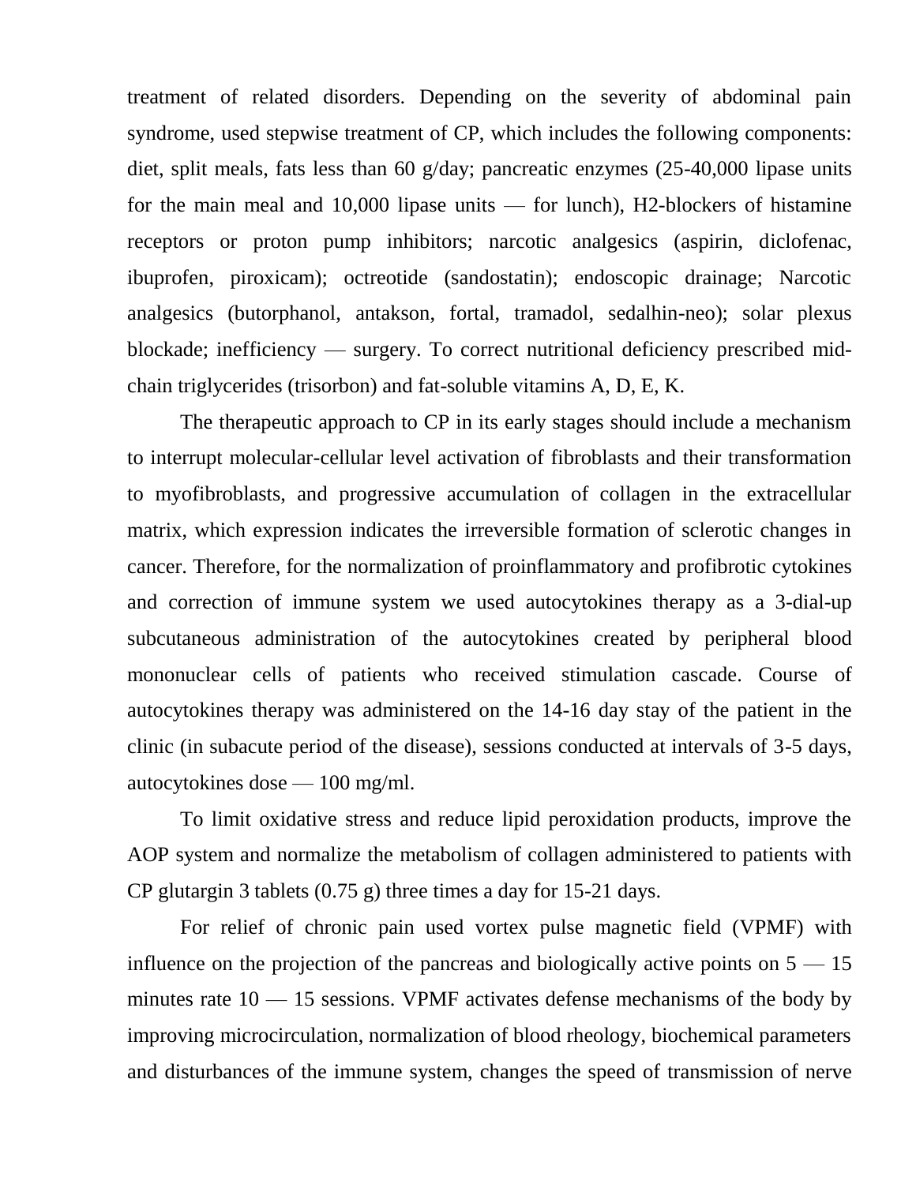treatment of related disorders. Depending on the severity of abdominal pain syndrome, used stepwise treatment of CP, which includes the following components: diet, split meals, fats less than 60 g/day; pancreatic enzymes (25-40,000 lipase units for the main meal and 10,000 lipase units — for lunch), H2-blockers of histamine receptors or proton pump inhibitors; narcotic analgesics (aspirin, diclofenac, ibuprofen, piroxicam); octreotide (sandostatin); endoscopic drainage; Narcotic analgesics (butorphanol, antakson, fortal, tramadol, sedalhin-neo); solar plexus blockade; inefficiency — surgery. To correct nutritional deficiency prescribed mid-chain triglycerides (trisorbon) and fat-soluble vitamins A, D, E, K.

The therapeutic approach to CP in its early stages should include a mechanism to interrupt molecular-cellular level activation of fibroblasts and their transformation to myofibroblasts, and progressive accumulation of collagen in the extracellular matrix, which expression indicates the irreversible formation of sclerotic changes in cancer. Therefore, for the normalization of proinflammatory and profibrotic cytokines and correction of immune system we used autocytokines therapy as a 3-dial-up subcutaneous administration of the autocytokines created by peripheral blood mononuclear cells of patients who received stimulation cascade. Course of autocytokines therapy was administered on the 14-16 day stay of the patient in the clinic (in subacute period of the disease), sessions conducted at intervals of 3-5 days, autocytokines dose — 100 mg/ml.

To limit oxidative stress and reduce lipid peroxidation products, improve the AOP system and normalize the metabolism of collagen administered to patients with CP glutargin 3 tablets (0.75 g) three times a day for 15-21 days.

For relief of chronic pain used vortex pulse magnetic field (VPMF) with influence on the projection of the pancreas and biologically active points on 5 — 15 minutes rate 10 — 15 sessions. VPMF activates defense mechanisms of the body by improving microcirculation, normalization of blood rheology, biochemical parameters and disturbances of the immune system, changes the speed of transmission of nerve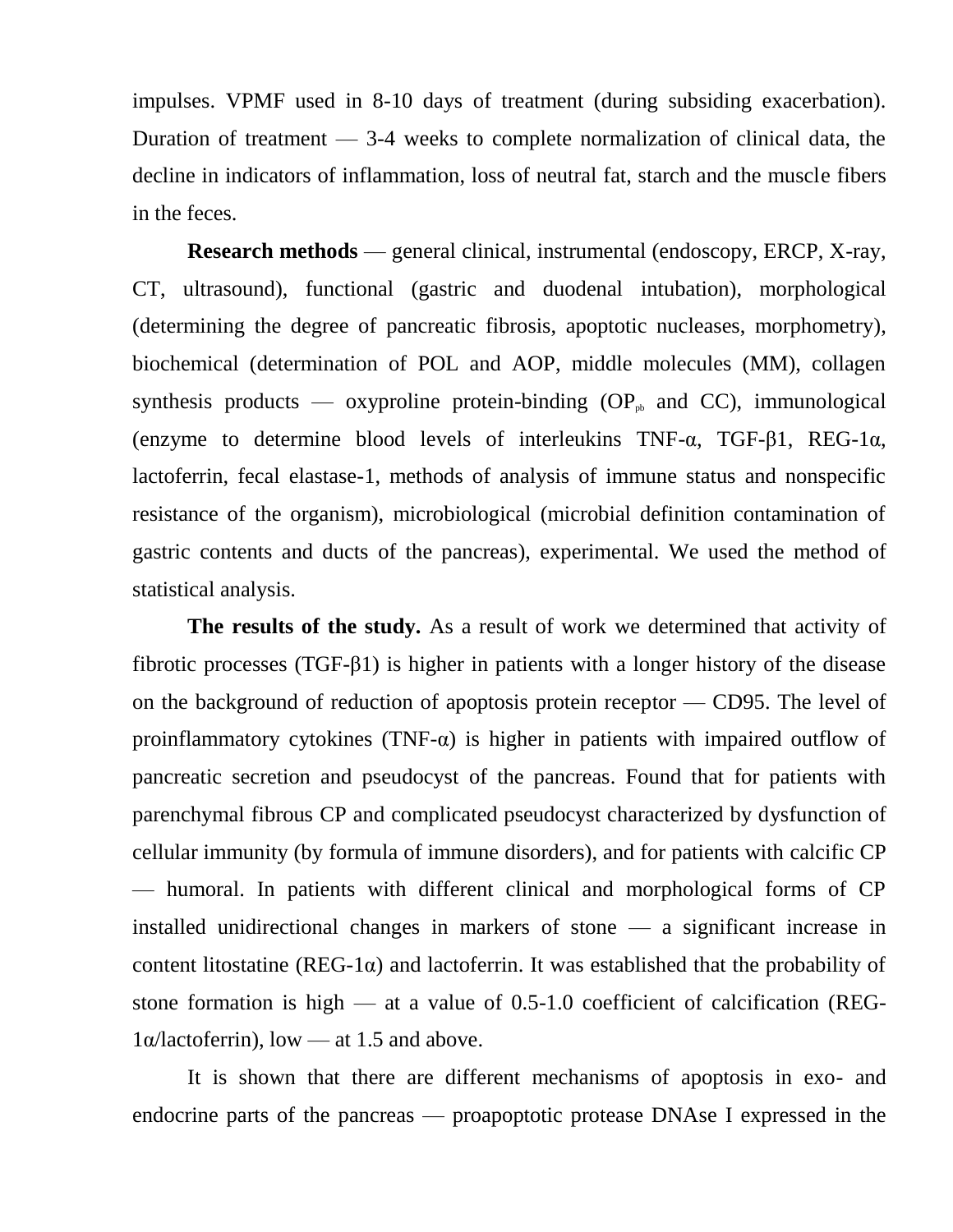impulses. VPMF used in 8-10 days of treatment (during subsiding exacerbation). Duration of treatment — 3-4 weeks to complete normalization of clinical data, the decline in indicators of inflammation, loss of neutral fat, starch and the muscle fibers in the feces.

**Research methods** — general clinical, instrumental (endoscopy, ERCP, X-ray, CT, ultrasound), functional (gastric and duodenal intubation), morphological (determining the degree of pancreatic fibrosis, apoptotic nucleases, morphometry), biochemical (determination of POL and AOP, middle molecules (MM), collagen synthesis products — oxyproline protein-binding ($OP_{pb}$ and CC), immunological (enzyme to determine blood levels of interleukins TNF-α, TGF-β1, REG-1α, lactoferrin, fecal elastase-1, methods of analysis of immune status and nonspecific resistance of the organism), microbiological (microbial definition contamination of gastric contents and ducts of the pancreas), experimental. We used the method of statistical analysis.

**The results of the study.** As a result of work we determined that activity of fibrotic processes (TGF-β1) is higher in patients with a longer history of the disease on the background of reduction of apoptosis protein receptor — CD95. The level of proinflammatory cytokines (TNF-α) is higher in patients with impaired outflow of pancreatic secretion and pseudocyst of the pancreas. Found that for patients with parenchymal fibrous CP and complicated pseudocyst characterized by dysfunction of cellular immunity (by formula of immune disorders), and for patients with calcific CP — humoral. In patients with different clinical and morphological forms of CP installed unidirectional changes in markers of stone — a significant increase in content litostatine (REG-1α) and lactoferrin. It was established that the probability of stone formation is high — at a value of 0.5-1.0 coefficient of calcification (REG-1α/lactoferrin), low — at 1.5 and above.

It is shown that there are different mechanisms of apoptosis in exo- and endocrine parts of the pancreas — proapoptotic protease DNAse I expressed in the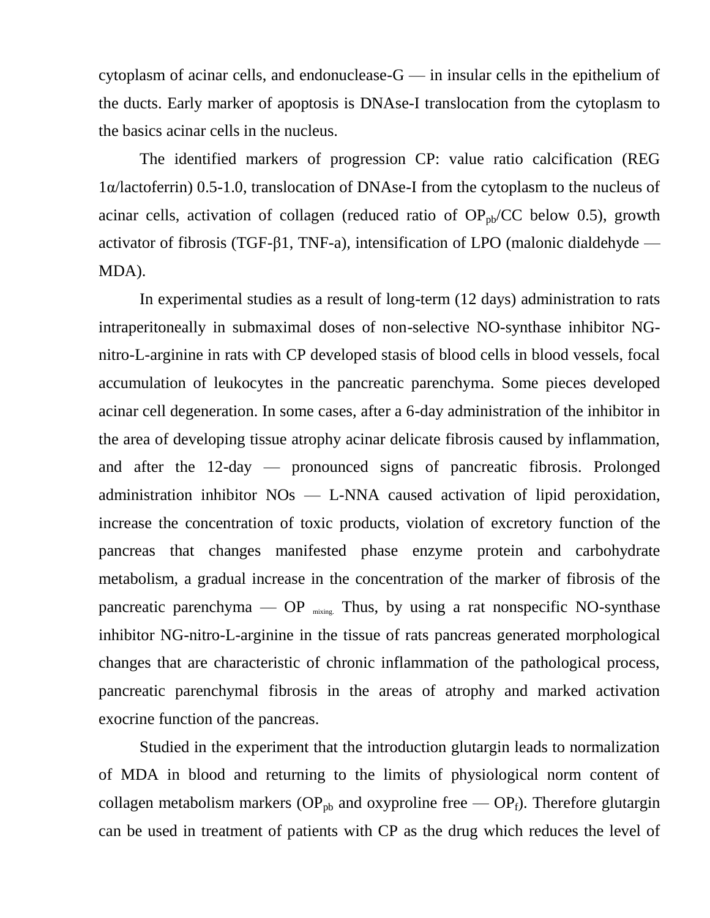cytoplasm of acinar cells, and endonuclease-G — in insular cells in the epithelium of the ducts. Early marker of apoptosis is DNAse-I translocation from the cytoplasm to the basics acinar cells in the nucleus.

The identified markers of progression CP: value ratio calcification (REG 1α/lactoferrin) 0.5-1.0, translocation of DNAse-I from the cytoplasm to the nucleus of acinar cells, activation of collagen (reduced ratio of $OP_{pb}$/CC below 0.5), growth activator of fibrosis (TGF-β1, TNF-a), intensification of LPO (malonic dialdehyde — MDA).

In experimental studies as a result of long-term (12 days) administration to rats intraperitoneally in submaximal doses of non-selective NO-synthase inhibitor NG-nitro-L-arginine in rats with CP developed stasis of blood cells in blood vessels, focal accumulation of leukocytes in the pancreatic parenchyma. Some pieces developed acinar cell degeneration. In some cases, after a 6-day administration of the inhibitor in the area of developing tissue atrophy acinar delicate fibrosis caused by inflammation, and after the 12-day — pronounced signs of pancreatic fibrosis. Prolonged administration inhibitor NOs — L-NNA caused activation of lipid peroxidation, increase the concentration of toxic products, violation of excretory function of the pancreas that changes manifested phase enzyme protein and carbohydrate metabolism, a gradual increase in the concentration of the marker of fibrosis of the pancreatic parenchyma — $OP_{mixing.}$ Thus, by using a rat nonspecific NO-synthase inhibitor NG-nitro-L-arginine in the tissue of rats pancreas generated morphological changes that are characteristic of chronic inflammation of the pathological process, pancreatic parenchymal fibrosis in the areas of atrophy and marked activation exocrine function of the pancreas.

Studied in the experiment that the introduction glutargin leads to normalization of MDA in blood and returning to the limits of physiological norm content of collagen metabolism markers ($OP_{pb}$ and oxyproline free — $OP_f$). Therefore glutargin can be used in treatment of patients with CP as the drug which reduces the level of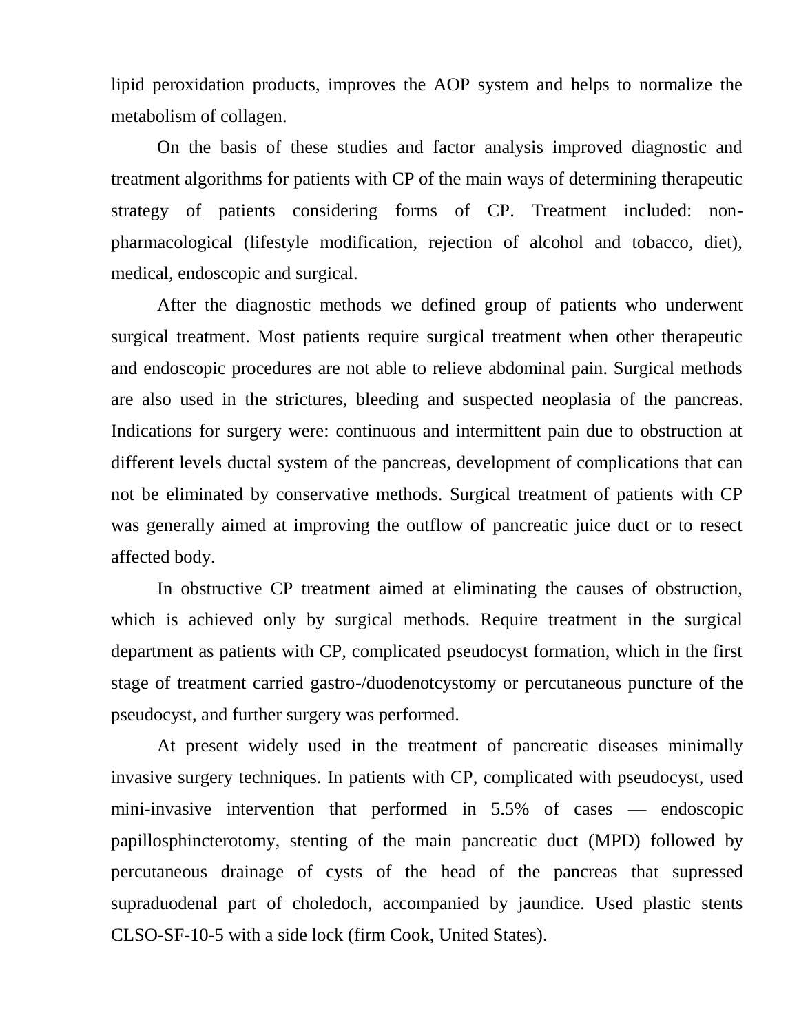lipid peroxidation products, improves the AOP system and helps to normalize the metabolism of collagen.

On the basis of these studies and factor analysis improved diagnostic and treatment algorithms for patients with CP of the main ways of determining therapeutic strategy of patients considering forms of CP. Treatment included: non-pharmacological (lifestyle modification, rejection of alcohol and tobacco, diet), medical, endoscopic and surgical.

After the diagnostic methods we defined group of patients who underwent surgical treatment. Most patients require surgical treatment when other therapeutic and endoscopic procedures are not able to relieve abdominal pain. Surgical methods are also used in the strictures, bleeding and suspected neoplasia of the pancreas. Indications for surgery were: continuous and intermittent pain due to obstruction at different levels ductal system of the pancreas, development of complications that can not be eliminated by conservative methods. Surgical treatment of patients with CP was generally aimed at improving the outflow of pancreatic juice duct or to resect affected body.

In obstructive CP treatment aimed at eliminating the causes of obstruction, which is achieved only by surgical methods. Require treatment in the surgical department as patients with CP, complicated pseudocyst formation, which in the first stage of treatment carried gastro-/duodenotcystomy or percutaneous puncture of the pseudocyst, and further surgery was performed.

At present widely used in the treatment of pancreatic diseases minimally invasive surgery techniques. In patients with CP, complicated with pseudocyst, used mini-invasive intervention that performed in 5.5% of cases — endoscopic papillosphincterotomy, stenting of the main pancreatic duct (MPD) followed by percutaneous drainage of cysts of the head of the pancreas that supressed supraduodenal part of choledoch, accompanied by jaundice. Used plastic stents CLSO-SF-10-5 with a side lock (firm Cook, United States).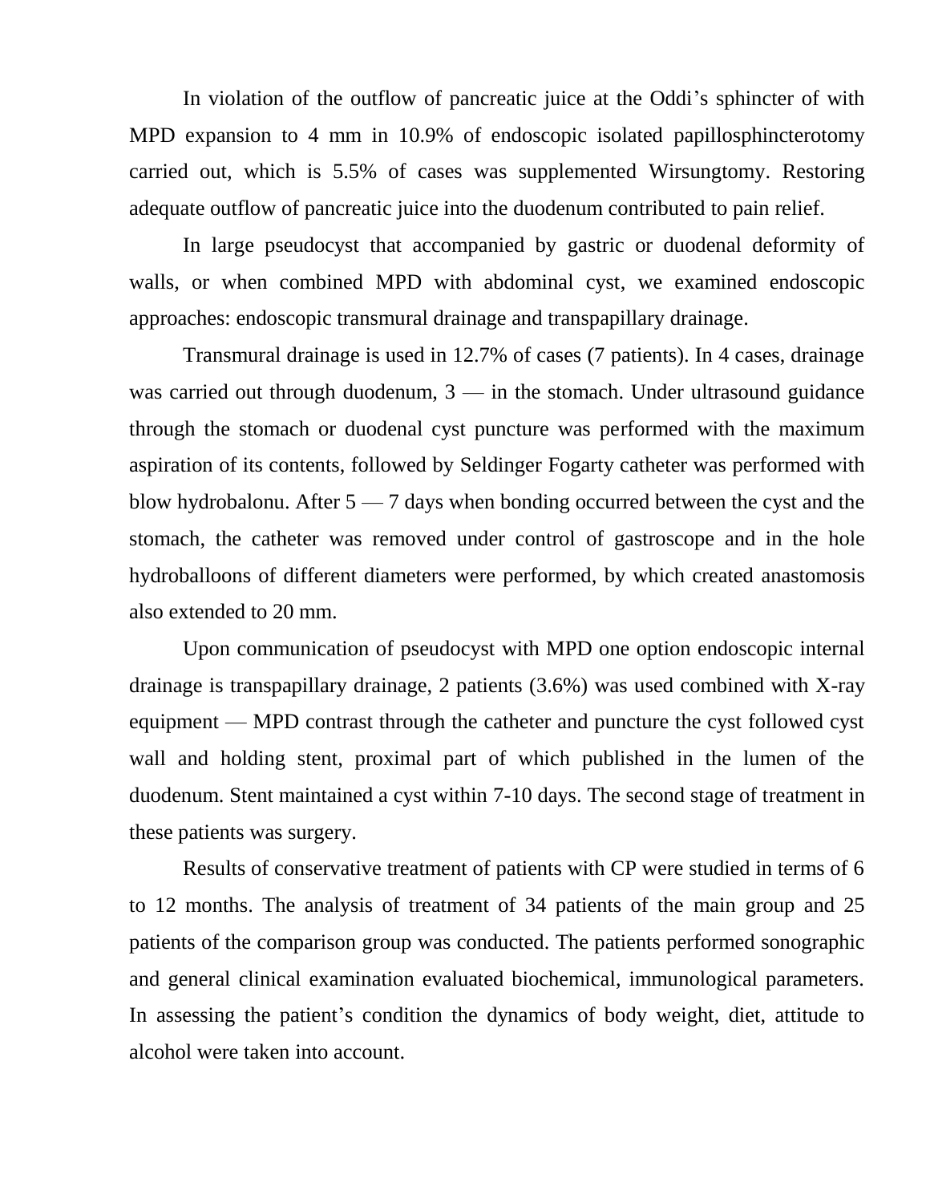In violation of the outflow of pancreatic juice at the Oddi's sphincter of with MPD expansion to 4 mm in 10.9% of endoscopic isolated papillosphincterotomy carried out, which is 5.5% of cases was supplemented Wirsungtomy. Restoring adequate outflow of pancreatic juice into the duodenum contributed to pain relief.

In large pseudocyst that accompanied by gastric or duodenal deformity of walls, or when combined MPD with abdominal cyst, we examined endoscopic approaches: endoscopic transmural drainage and transpapillary drainage.

Transmural drainage is used in 12.7% of cases (7 patients). In 4 cases, drainage was carried out through duodenum, 3 — in the stomach. Under ultrasound guidance through the stomach or duodenal cyst puncture was performed with the maximum aspiration of its contents, followed by Seldinger Fogarty catheter was performed with blow hydrobalonu. After 5 — 7 days when bonding occurred between the cyst and the stomach, the catheter was removed under control of gastroscope and in the hole hydroballoons of different diameters were performed, by which created anastomosis also extended to 20 mm.

Upon communication of pseudocyst with MPD one option endoscopic internal drainage is transpapillary drainage, 2 patients (3.6%) was used combined with X-ray equipment — MPD contrast through the catheter and puncture the cyst followed cyst wall and holding stent, proximal part of which published in the lumen of the duodenum. Stent maintained a cyst within 7-10 days. The second stage of treatment in these patients was surgery.

Results of conservative treatment of patients with CP were studied in terms of 6 to 12 months. The analysis of treatment of 34 patients of the main group and 25 patients of the comparison group was conducted. The patients performed sonographic and general clinical examination evaluated biochemical, immunological parameters. In assessing the patient's condition the dynamics of body weight, diet, attitude to alcohol were taken into account.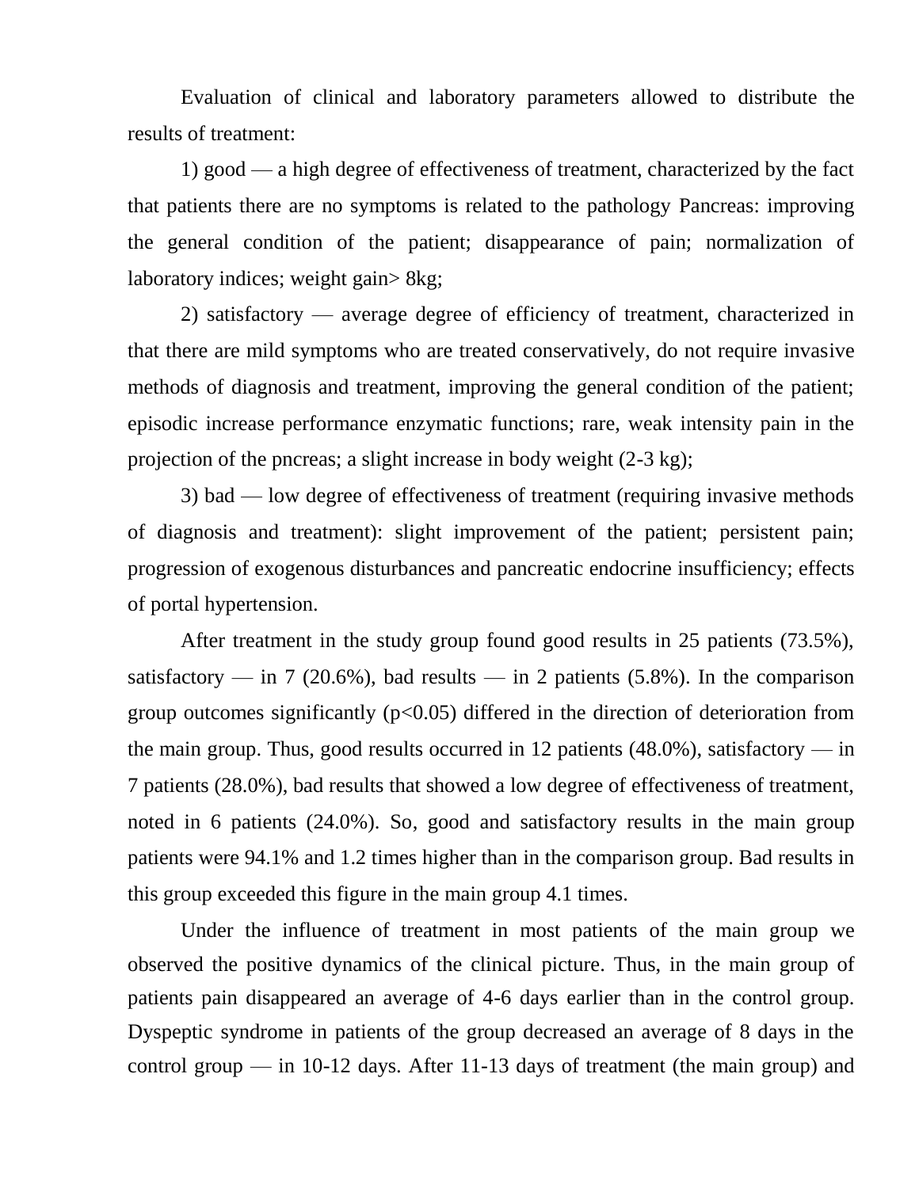Evaluation of clinical and laboratory parameters allowed to distribute the results of treatment:

1) good — a high degree of effectiveness of treatment, characterized by the fact that patients there are no symptoms is related to the pathology Pancreas: improving the general condition of the patient; disappearance of pain; normalization of laboratory indices; weight gain> 8kg;

2) satisfactory — average degree of efficiency of treatment, characterized in that there are mild symptoms who are treated conservatively, do not require invasive methods of diagnosis and treatment, improving the general condition of the patient; episodic increase performance enzymatic functions; rare, weak intensity pain in the projection of the pncreas; a slight increase in body weight (2-3 kg);

3) bad — low degree of effectiveness of treatment (requiring invasive methods of diagnosis and treatment): slight improvement of the patient; persistent pain; progression of exogenous disturbances and pancreatic endocrine insufficiency; effects of portal hypertension.

After treatment in the study group found good results in 25 patients (73.5%), satisfactory — in 7 (20.6%), bad results — in 2 patients (5.8%). In the comparison group outcomes significantly ($p<0.05$) differed in the direction of deterioration from the main group. Thus, good results occurred in 12 patients (48.0%), satisfactory — in 7 patients (28.0%), bad results that showed a low degree of effectiveness of treatment, noted in 6 patients (24.0%). So, good and satisfactory results in the main group patients were 94.1% and 1.2 times higher than in the comparison group. Bad results in this group exceeded this figure in the main group 4.1 times.

Under the influence of treatment in most patients of the main group we observed the positive dynamics of the clinical picture. Thus, in the main group of patients pain disappeared an average of 4-6 days earlier than in the control group. Dyspeptic syndrome in patients of the group decreased an average of 8 days in the control group — in 10-12 days. After 11-13 days of treatment (the main group) and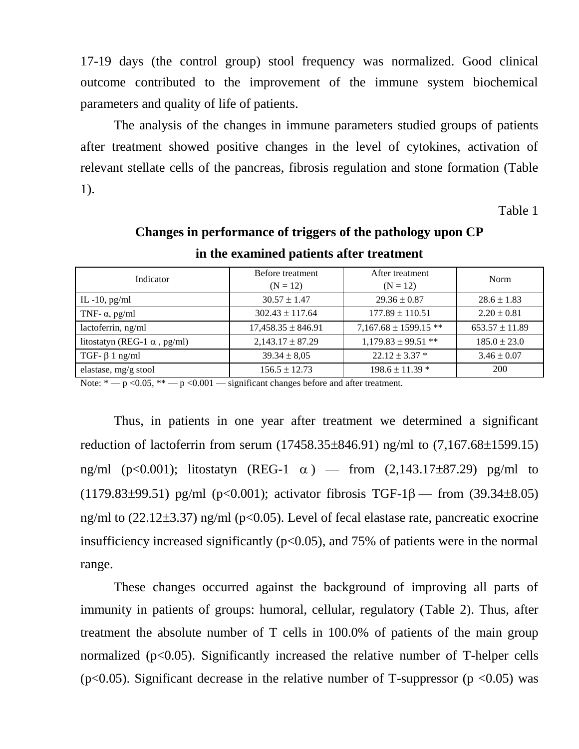17-19 days (the control group) stool frequency was normalized. Good clinical outcome contributed to the improvement of the immune system biochemical parameters and quality of life of patients.

The analysis of the changes in immune parameters studied groups of patients after treatment showed positive changes in the level of cytokines, activation of relevant stellate cells of the pancreas, fibrosis regulation and stone formation (Table 1).

Table 1

**Changes in performance of triggers of the pathology upon CP in the examined patients after treatment**

| Indicator | Before treatment (N = 12) | After treatment (N = 12) | Norm |
|---|---|---|---|
| IL -10, pg/ml | 30.57 ± 1.47 | 29.36 ± 0.87 | 28.6 ± 1.83 |
| TNF- α, pg/ml | 302.43 ± 117.64 | 177.89 ± 110.51 | 2.20 ± 0.81 |
| lactoferrin, ng/ml | 17,458.35 ± 846.91 | 7,167.68 ± 1599.15 ** | 653.57 ± 11.89 |
| litostatyn (REG-1 α , pg/ml) | 2,143.17 ± 87.29 | 1,179.83 ± 99.51 ** | 185.0 ± 23.0 |
| TGF- β 1 ng/ml | 39.34 ± 8,05 | 22.12 ± 3.37 * | 3.46 ± 0.07 |
| elastase, mg/g stool | 156.5 ± 12.73 | 198.6 ± 11.39 * | 200 |

Note: * — $p < 0.05$, ** — $p < 0.001$ — significant changes before and after treatment.

Thus, in patients in one year after treatment we determined a significant reduction of lactoferrin from serum (17458.35±846.91) ng/ml to (7,167.68±1599.15) ng/ml ($p<0.001$); litostatyn (REG-1 α) — from (2,143.17±87.29) pg/ml to (1179.83±99.51) pg/ml ($p<0.001$); activator fibrosis TGF-1β — from (39.34±8.05) ng/ml to (22.12±3.37) ng/ml ($p<0.05$). Level of fecal elastase rate, pancreatic exocrine insufficiency increased significantly ($p<0.05$), and 75% of patients were in the normal range.

These changes occurred against the background of improving all parts of immunity in patients of groups: humoral, cellular, regulatory (Table 2). Thus, after treatment the absolute number of T cells in 100.0% of patients of the main group normalized ($p<0.05$). Significantly increased the relative number of T-helper cells ($p<0.05$). Significant decrease in the relative number of T-suppressor ($p <0.05$) was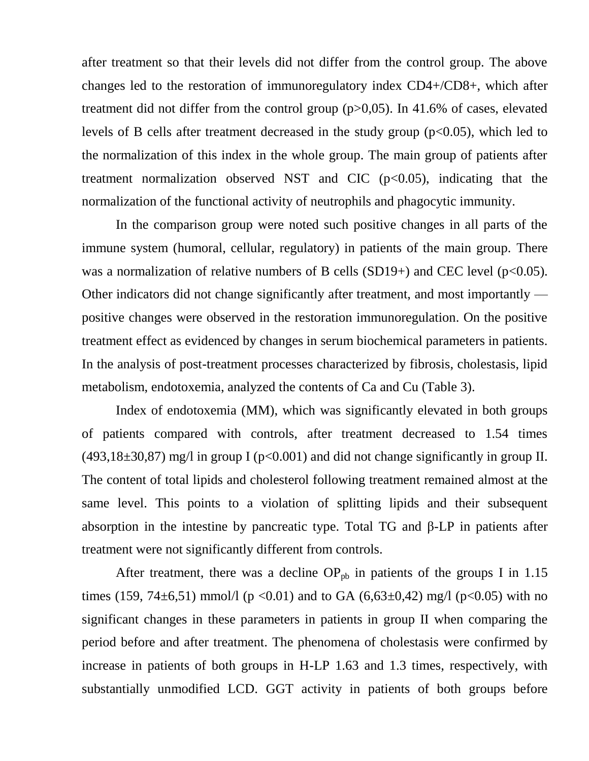after treatment so that their levels did not differ from the control group. The above changes led to the restoration of immunoregulatory index CD4+/CD8+, which after treatment did not differ from the control group ($p>0,05$). In 41.6% of cases, elevated levels of B cells after treatment decreased in the study group ($p<0.05$), which led to the normalization of this index in the whole group. The main group of patients after treatment normalization observed NST and CIC ($p<0.05$), indicating that the normalization of the functional activity of neutrophils and phagocytic immunity.

In the comparison group were noted such positive changes in all parts of the immune system (humoral, cellular, regulatory) in patients of the main group. There was a normalization of relative numbers of B cells (SD19+) and CEC level ($p<0.05$). Other indicators did not change significantly after treatment, and most importantly — positive changes were observed in the restoration immunoregulation. On the positive treatment effect as evidenced by changes in serum biochemical parameters in patients. In the analysis of post-treatment processes characterized by fibrosis, cholestasis, lipid metabolism, endotoxemia, analyzed the contents of Ca and Cu (Table 3).

Index of endotoxemia (MM), which was significantly elevated in both groups of patients compared with controls, after treatment decreased to 1.54 times (493,18±30,87) mg/l in group I ($p<0.001$) and did not change significantly in group II. The content of total lipids and cholesterol following treatment remained almost at the same level. This points to a violation of splitting lipids and their subsequent absorption in the intestine by pancreatic type. Total TG and β-LP in patients after treatment were not significantly different from controls.

After treatment, there was a decline $OP_{pb}$ in patients of the groups I in 1.15 times (159, 74±6,51) mmol/l ($p <0.01$) and to GA (6,63±0,42) mg/l ($p<0.05$) with no significant changes in these parameters in patients in group II when comparing the period before and after treatment. The phenomena of cholestasis were confirmed by increase in patients of both groups in H-LP 1.63 and 1.3 times, respectively, with substantially unmodified LCD. GGT activity in patients of both groups before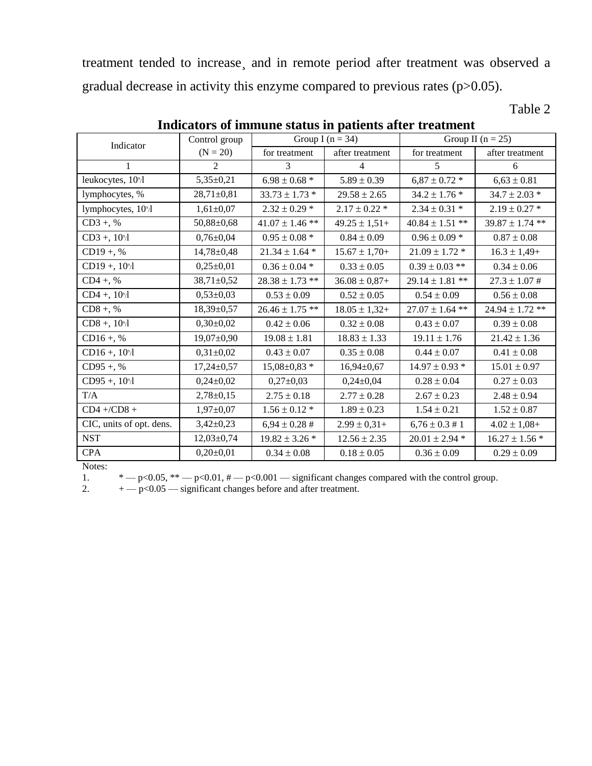treatment tended to increase¸ and in remote period after treatment was observed a gradual decrease in activity this enzyme compared to previous rates ($p>0.05$).

Table 2

**Indicators of immune status in patients after treatment**

| Indicator | Control group (N = 20) | Group I (n = 34) | | Group II (n = 25) | |
|---|---|---|---|---|---|
| | | for treatment | after treatment | for treatment | after treatment |
| 1 | 2 | 3 | 4 | 5 | 6 |
| leukocytes, $10^9$/l | 5,35±0,21 | 6.98 ± 0.68 * | 5.89 ± 0.39 | 6,87 ± 0.72 * | 6,63 ± 0.81 |
| lymphocytes, % | 28,71±0,81 | 33.73 ± 1.73 * | 29.58 ± 2.65 | 34.2 ± 1.76 * | 34.7 ± 2.03 * |
| lymphocytes, $10^9$/l | 1,61±0,07 | 2.32 ± 0.29 * | 2.17 ± 0.22 * | 2.34 ± 0.31 * | 2.19 ± 0.27 * |
| CD3 +, % | 50,88±0,68 | 41.07 ± 1.46 ** | 49.25 ± 1,51+ | 40.84 ± 1.51 ** | 39.87 ± 1.74 ** |
| CD3 +, $10^9$/l | 0,76±0,04 | 0.95 ± 0.08 * | 0.84 ± 0.09 | 0.96 ± 0.09 * | 0.87 ± 0.08 |
| CD19 +, % | 14,78±0,48 | 21.34 ± 1.64 * | 15.67 ± 1,70+ | 21.09 ± 1.72 * | 16.3 ± 1,49+ |
| CD19 +, $10^9$/l | 0,25±0,01 | 0.36 ± 0.04 * | 0.33 ± 0.05 | 0.39 ± 0.03 ** | 0.34 ± 0.06 |
| CD4 +, % | 38,71±0,52 | 28.38 ± 1.73 ** | 36.08 ± 0,87+ | 29.14 ± 1.81 ** | 27.3 ± 1.07 # |
| CD4 +, $10^9$/l | 0,53±0,03 | 0.53 ± 0.09 | 0.52 ± 0.05 | 0.54 ± 0.09 | 0.56 ± 0.08 |
| CD8 +, % | 18,39±0,57 | 26.46 ± 1.75 ** | 18.05 ± 1,32+ | 27.07 ± 1.64 ** | 24.94 ± 1.72 ** |
| CD8 +, $10^9$/l | 0,30±0,02 | 0.42 ± 0.06 | 0.32 ± 0.08 | 0.43 ± 0.07 | 0.39 ± 0.08 |
| CD16 +, % | 19,07±0,90 | 19.08 ± 1.81 | 18.83 ± 1.33 | 19.11 ± 1.76 | 21.42 ± 1.36 |
| CD16 +, $10^9$/l | 0,31±0,02 | 0.43 ± 0.07 | 0.35 ± 0.08 | 0.44 ± 0.07 | 0.41 ± 0.08 |
| CD95 +, % | 17,24±0,57 | 15,08±0,83 * | 16,94±0,67 | 14.97 ± 0.93 * | 15.01 ± 0.97 |
| CD95 +, $10^9$/l | 0,24±0,02 | 0,27±0,03 | 0,24±0,04 | 0.28 ± 0.04 | 0.27 ± 0.03 |
| T/A | 2,78±0,15 | 2.75 ± 0.18 | 2.77 ± 0.28 | 2.67 ± 0.23 | 2.48 ± 0.94 |
| CD4 +/CD8 + | 1,97±0,07 | 1.56 ± 0.12 * | 1.89 ± 0.23 | 1.54 ± 0.21 | 1.52 ± 0.87 |
| CIC, units of opt. dens. | 3,42±0,23 | 6,94 ± 0.28 # | 2.99 ± 0,31+ | 6,76 ± 0.3 # 1 | 4.02 ± 1,08+ |
| NST | 12,03±0,74 | 19.82 ± 3.26 * | 12.56 ± 2.35 | 20.01 ± 2.94 * | 16.27 ± 1.56 * |
| CPA | 0,20±0,01 | 0.34 ± 0.08 | 0.18 ± 0.05 | 0.36 ± 0.09 | 0.29 ± 0.09 |

Notes:

1. * — $p<0.05$, ** — $p<0.01$, # — $p<0.001$ — significant changes compared with the control group.
2. + — $p<0.05$ — significant changes before and after treatment.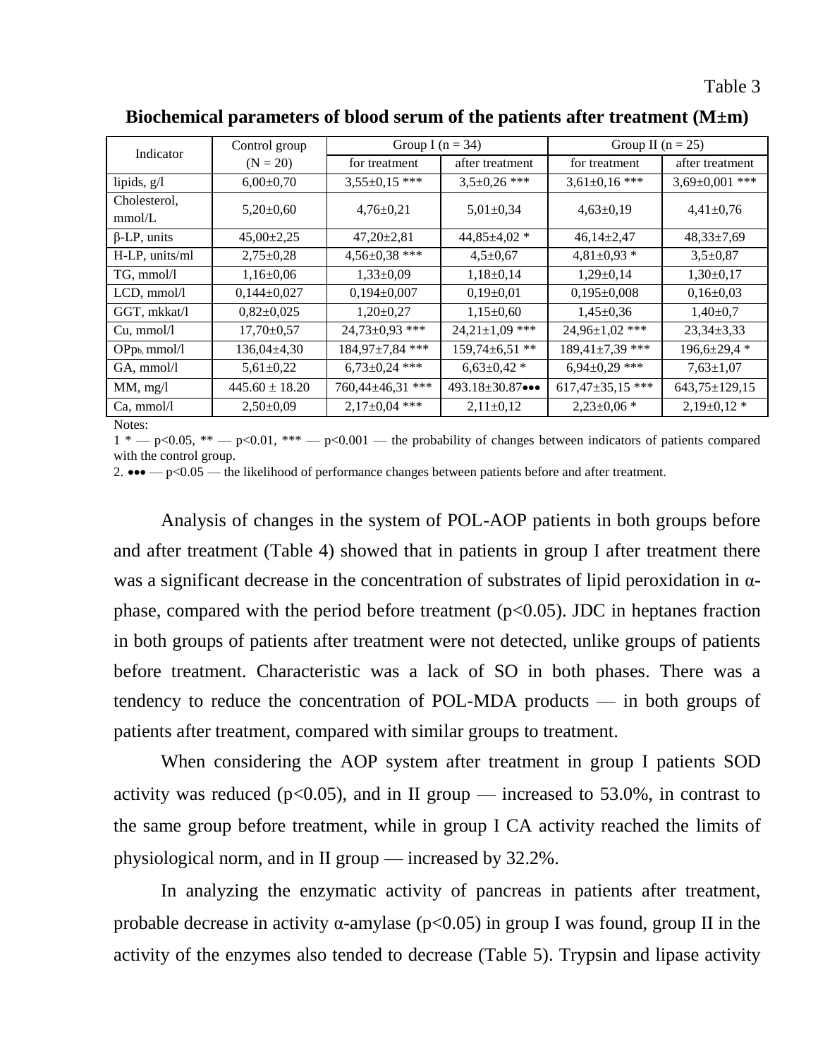Table 3

**Biochemical parameters of blood serum of the patients after treatment (M±m)**

| Indicator | Control group (N = 20) | Group I (n = 34) | | Group II (n = 25) | |
|---|---|---|---|---|---|
| | | for treatment | after treatment | for treatment | after treatment |
| lipids, g/l | 6,00±0,70 | 3,55±0,15 *** | 3,5±0,26 *** | 3,61±0,16 *** | 3,69±0,001 *** |
| Cholesterol, mmol/L | 5,20±0,60 | 4,76±0,21 | 5,01±0,34 | 4,63±0,19 | 4,41±0,76 |
| β-LP, units | 45,00±2,25 | 47,20±2,81 | 44,85±4,02 * | 46,14±2,47 | 48,33±7,69 |
| H-LP, units/ml | 2,75±0,28 | 4,56±0,38 *** | 4,5±0,67 | 4,81±0,93 * | 3,5±0,87 |
| TG, mmol/l | 1,16±0,06 | 1,33±0,09 | 1,18±0,14 | 1,29±0,14 | 1,30±0,17 |
| LCD, mmol/l | 0,144±0,027 | 0,194±0,007 | 0,19±0,01 | 0,195±0,008 | 0,16±0,03 |
| GGT, mkkat/l | 0,82±0,025 | 1,20±0,27 | 1,15±0,60 | 1,45±0,36 | 1,40±0,7 |
| Cu, mmol/l | 17,70±0,57 | 24,73±0,93 *** | 24,21±1,09 *** | 24,96±1,02 *** | 23,34±3,33 |
| $OPp_b$, mmol/l | 136,04±4,30 | 184,97±7,84 *** | 159,74±6,51 ** | 189,41±7,39 *** | 196,6±29,4 * |
| GA, mmol/l | 5,61±0,22 | 6,73±0,24 *** | 6,63±0,42 * | 6,94±0,29 *** | 7,63±1,07 |
| MM, mg/l | 445.60 ± 18.20 | 760,44±46,31 *** | 493.18±30.87••• | 617,47±35,15 *** | 643,75±129,15 |
| Ca, mmol/l | 2,50±0,09 | 2,17±0,04 *** | 2,11±0,12 | 2,23±0,06 * | 2,19±0,12 * |

Notes:

1 * — $p<0.05$, ** — $p<0.01$, *** — $p<0.001$ — the probability of changes between indicators of patients compared with the control group.

2. ••• — $p<0.05$ — the likelihood of performance changes between patients before and after treatment.

Analysis of changes in the system of POL-AOP patients in both groups before and after treatment (Table 4) showed that in patients in group I after treatment there was a significant decrease in the concentration of substrates of lipid peroxidation in α-phase, compared with the period before treatment ($p<0.05$). JDC in heptanes fraction in both groups of patients after treatment were not detected, unlike groups of patients before treatment. Characteristic was a lack of SO in both phases. There was a tendency to reduce the concentration of POL-MDA products — in both groups of patients after treatment, compared with similar groups to treatment.

When considering the AOP system after treatment in group I patients SOD activity was reduced ($p<0.05$), and in II group — increased to 53.0%, in contrast to the same group before treatment, while in group I CA activity reached the limits of physiological norm, and in II group — increased by 32.2%.

In analyzing the enzymatic activity of pancreas in patients after treatment, probable decrease in activity α-amylase ($p<0.05$) in group I was found, group II in the activity of the enzymes also tended to decrease (Table 5). Trypsin and lipase activity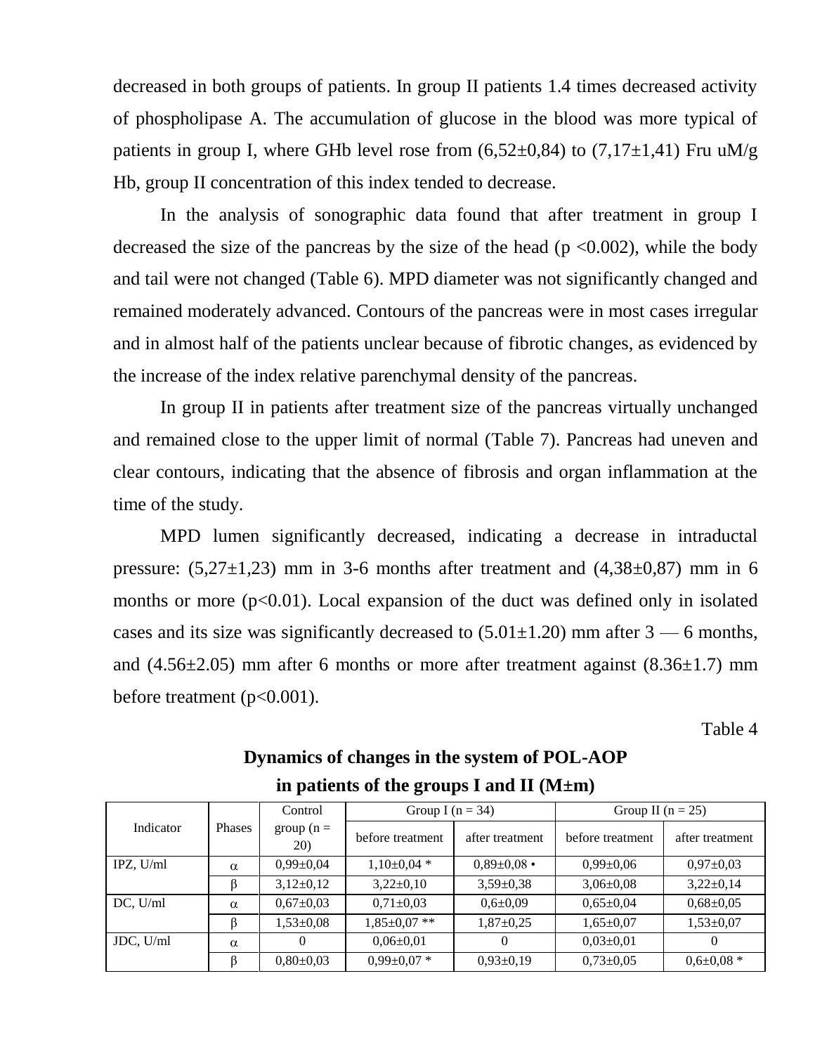decreased in both groups of patients. In group II patients 1.4 times decreased activity of phospholipase A. The accumulation of glucose in the blood was more typical of patients in group I, where GHb level rose from (6,52±0,84) to (7,17±1,41) Fru uM/g Hb, group II concentration of this index tended to decrease.

In the analysis of sonographic data found that after treatment in group I decreased the size of the pancreas by the size of the head ($p < 0.002$), while the body and tail were not changed (Table 6). MPD diameter was not significantly changed and remained moderately advanced. Contours of the pancreas were in most cases irregular and in almost half of the patients unclear because of fibrotic changes, as evidenced by the increase of the index relative parenchymal density of the pancreas.

In group II in patients after treatment size of the pancreas virtually unchanged and remained close to the upper limit of normal (Table 7). Pancreas had uneven and clear contours, indicating that the absence of fibrosis and organ inflammation at the time of the study.

MPD lumen significantly decreased, indicating a decrease in intraductal pressure: (5,27±1,23) mm in 3-6 months after treatment and (4,38±0,87) mm in 6 months or more ($p<0.01$). Local expansion of the duct was defined only in isolated cases and its size was significantly decreased to (5.01±1.20) mm after 3 — 6 months, and (4.56±2.05) mm after 6 months or more after treatment against (8.36±1.7) mm before treatment ($p<0.001$).

Table 4

**Dynamics of changes in the system of POL-AOP in patients of the groups I and II (M±m)**

| Indicator | Phases | Control group (n = 20) | Group I (n = 34) | | Group II (n = 25) | |
|---|---|---|---|---|---|---|
| | | | before treatment | after treatment | before treatment | after treatment |
| IPZ, U/ml | α | 0,99±0,04 | 1,10±0,04 * | 0,89±0,08 • | 0,99±0,06 | 0,97±0,03 |
| | β | 3,12±0,12 | 3,22±0,10 | 3,59±0,38 | 3,06±0,08 | 3,22±0,14 |
| DC, U/ml | α | 0,67±0,03 | 0,71±0,03 | 0,6±0,09 | 0,65±0,04 | 0,68±0,05 |
| | β | 1,53±0,08 | 1,85±0,07 ** | 1,87±0,25 | 1,65±0,07 | 1,53±0,07 |
| JDC, U/ml | α | 0 | 0,06±0,01 | 0 | 0,03±0,01 | 0 |
| | β | 0,80±0,03 | 0,99±0,07 * | 0,93±0,19 | 0,73±0,05 | 0,6±0,08 * |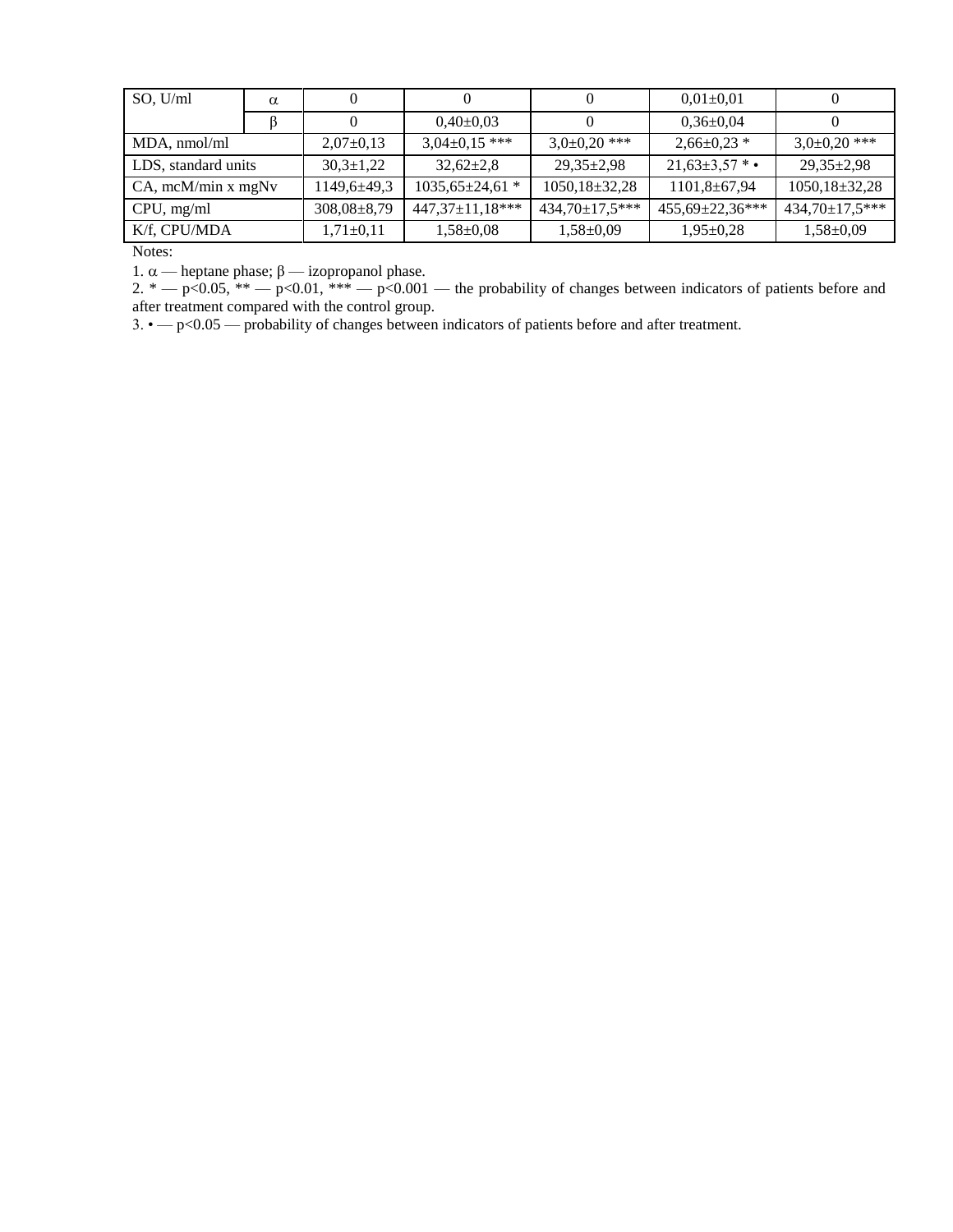| | | | | | | |
|---|---|---|---|---|---|---|
| SO, U/ml | α | 0 | 0 | 0 | 0,01±0,01 | 0 |
| | β | 0 | 0,40±0,03 | 0 | 0,36±0,04 | 0 |
| MDA, nmol/ml | | 2,07±0,13 | 3,04±0,15 *** | 3,0±0,20 *** | 2,66±0,23 * | 3,0±0,20 *** |
| LDS, standard units | | 30,3±1,22 | 32,62±2,8 | 29,35±2,98 | 21,63±3,57 * • | 29,35±2,98 |
| CA, mcM/min x mgNv | | 1149,6±49,3 | 1035,65±24,61 * | 1050,18±32,28 | 1101,8±67,94 | 1050,18±32,28 |
| CPU, mg/ml | | 308,08±8,79 | 447,37±11,18*** | 434,70±17,5*** | 455,69±22,36*** | 434,70±17,5*** |
| K/f, CPU/MDA | | 1,71±0,11 | 1,58±0,08 | 1,58±0,09 | 1,95±0,28 | 1,58±0,09 |

Notes:

1. α — heptane phase; β — izopropanol phase.

2. * — $p<0.05$, ** — $p<0.01$, *** — $p<0.001$ — the probability of changes between indicators of patients before and after treatment compared with the control group.

3. • — $p<0.05$ — probability of changes between indicators of patients before and after treatment.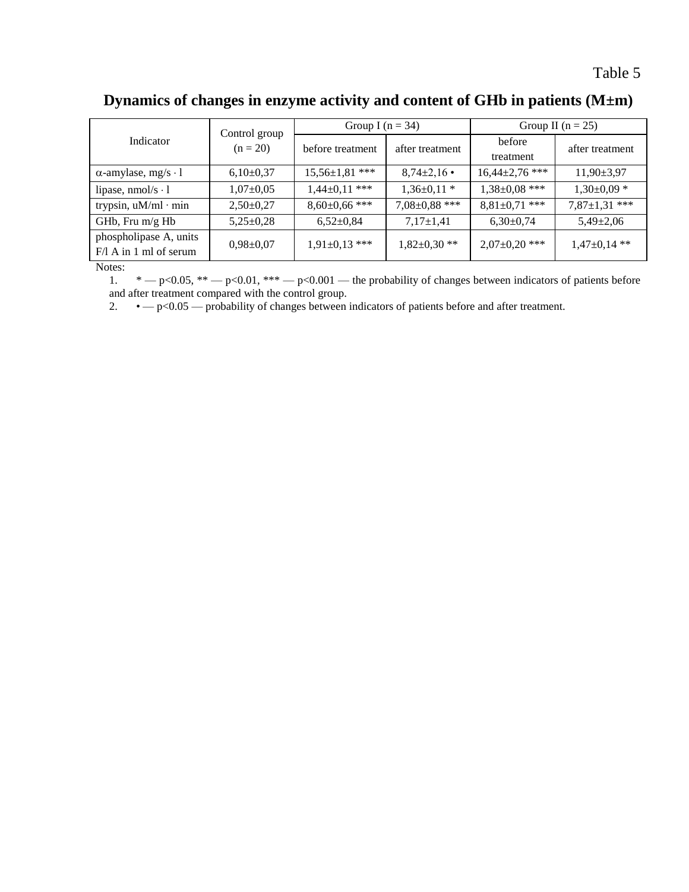Table 5

## Dynamics of changes in enzyme activity and content of GHb in patients (M±m)

| Indicator | Control group (n = 20) | Group I (n = 34) | | Group II (n = 25) | |
|---|---|---|---|---|---|
| | | before treatment | after treatment | before treatment | after treatment |
| α-amylase, mg/s · l | 6,10±0,37 | 15,56±1,81 *** | 8,74±2,16 • | 16,44±2,76 *** | 11,90±3,97 |
| lipase, nmol/s · l | 1,07±0,05 | 1,44±0,11 *** | 1,36±0,11 * | 1,38±0,08 *** | 1,30±0,09 * |
| trypsin, uM/ml · min | 2,50±0,27 | 8,60±0,66 *** | 7,08±0,88 *** | 8,81±0,71 *** | 7,87±1,31 *** |
| GHb, Fru m/g Hb | 5,25±0,28 | 6,52±0,84 | 7,17±1,41 | 6,30±0,74 | 5,49±2,06 |
| phospholipase A, units F/l A in 1 ml of serum | 0,98±0,07 | 1,91±0,13 *** | 1,82±0,30 ** | 2,07±0,20 *** | 1,47±0,14 ** |

Notes:

1. * — $p<0.05$, ** — $p<0.01$, *** — $p<0.001$ — the probability of changes between indicators of patients before and after treatment compared with the control group.
2. • — $p<0.05$ — probability of changes between indicators of patients before and after treatment.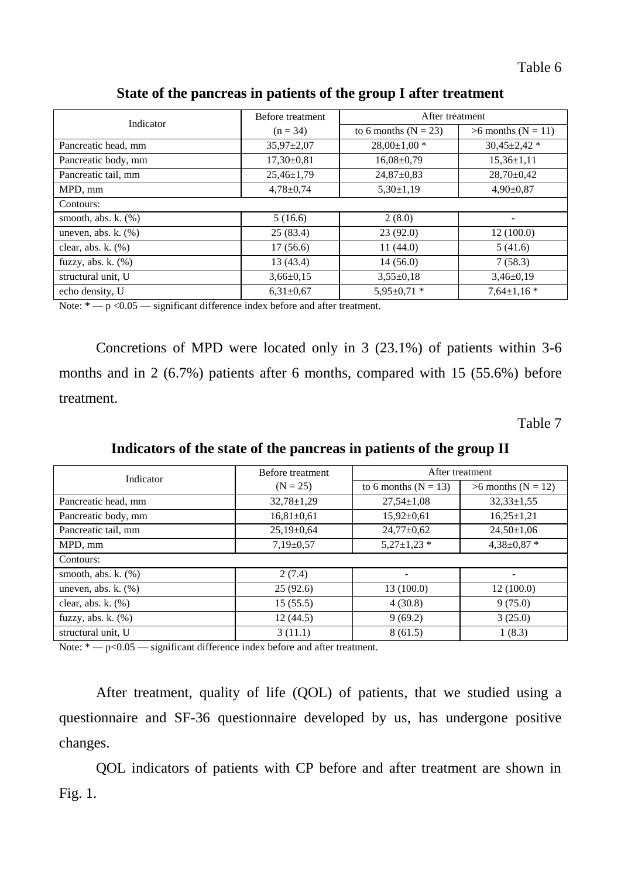Table 6

**State of the pancreas in patients of the group I after treatment**

| Indicator | Before treatment (n = 34) | After treatment | |
|---|---|---|---|
| | | to 6 months (N = 23) | >6 months (N = 11) |
| Pancreatic head, mm | 35,97±2,07 | 28,00±1,00 * | 30,45±2,42 * |
| Pancreatic body, mm | 17,30±0,81 | 16,08±0,79 | 15,36±1,11 |
| Pancreatic tail, mm | 25,46±1,79 | 24,87±0,83 | 28,70±0,42 |
| MPD, mm | 4,78±0,74 | 5,30±1,19 | 4,90±0,87 |
| Contours: | | | |
| smooth, abs. k. (%) | 5 (16.6) | 2 (8.0) | - |
| uneven, abs. k. (%) | 25 (83.4) | 23 (92.0) | 12 (100.0) |
| clear, abs. k. (%) | 17 (56.6) | 11 (44.0) | 5 (41.6) |
| fuzzy, abs. k. (%) | 13 (43.4) | 14 (56.0) | 7 (58.3) |
| structural unit, U | 3,66±0,15 | 3,55±0,18 | 3,46±0,19 |
| echo density, U | 6,31±0,67 | 5,95±0,71 * | 7,64±1,16 * |

Note: * — $p < 0.05$ — significant difference index before and after treatment.

Concretions of MPD were located only in 3 (23.1%) of patients within 3-6 months and in 2 (6.7%) patients after 6 months, compared with 15 (55.6%) before treatment.

Table 7

**Indicators of the state of the pancreas in patients of the group II**

| Indicator | Before treatment (N = 25) | After treatment | |
|---|---|---|---|
| | | to 6 months (N = 13) | >6 months (N = 12) |
| Pancreatic head, mm | 32,78±1,29 | 27,54±1,08 | 32,33±1,55 |
| Pancreatic body, mm | 16,81±0,61 | 15,92±0,61 | 16,25±1,21 |
| Pancreatic tail, mm | 25,19±0,64 | 24,77±0,62 | 24,50±1,06 |
| MPD, mm | 7,19±0,57 | 5,27±1,23 * | 4,38±0,87 * |
| Contours: | | | |
| smooth, abs. k. (%) | 2 (7.4) | - | - |
| uneven, abs. k. (%) | 25 (92.6) | 13 (100.0) | 12 (100.0) |
| clear, abs. k. (%) | 15 (55.5) | 4 (30.8) | 9 (75.0) |
| fuzzy, abs. k. (%) | 12 (44.5) | 9 (69.2) | 3 (25.0) |
| structural unit, U | 3 (11.1) | 8 (61.5) | 1 (8.3) |

Note: * — $p<0.05$ — significant difference index before and after treatment.

After treatment, quality of life (QOL) of patients, that we studied using a questionnaire and SF-36 questionnaire developed by us, has undergone positive changes.

QOL indicators of patients with CP before and after treatment are shown in Fig. 1.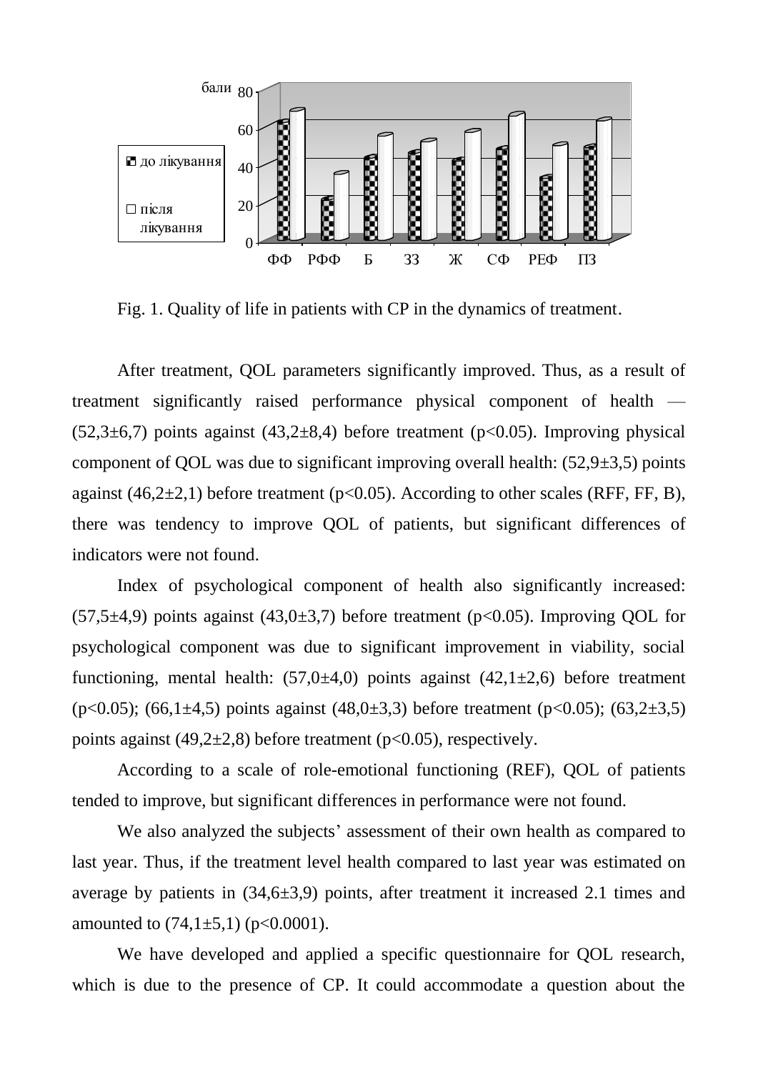бали

80

60

40

20

0

до лікування

після лікування

ФФ РФФ Б ЗЗ Ж СФ РЕФ ПЗ

Fig. 1. Quality of life in patients with CP in the dynamics of treatment.

After treatment, QOL parameters significantly improved. Thus, as a result of treatment significantly raised performance physical component of health — (52,3±6,7) points against (43,2±8,4) before treatment ($p<0.05$). Improving physical component of QOL was due to significant improving overall health: (52,9±3,5) points against (46,2±2,1) before treatment ($p<0.05$). According to other scales (RFF, FF, B), there was tendency to improve QOL of patients, but significant differences of indicators were not found.

Index of psychological component of health also significantly increased: (57,5±4,9) points against (43,0±3,7) before treatment ($p<0.05$). Improving QOL for psychological component was due to significant improvement in viability, social functioning, mental health: (57,0±4,0) points against (42,1±2,6) before treatment ($p<0.05$); (66,1±4,5) points against (48,0±3,3) before treatment ($p<0.05$); (63,2±3,5) points against (49,2±2,8) before treatment ($p<0.05$), respectively.

According to a scale of role-emotional functioning (REF), QOL of patients tended to improve, but significant differences in performance were not found.

We also analyzed the subjects' assessment of their own health as compared to last year. Thus, if the treatment level health compared to last year was estimated on average by patients in (34,6±3,9) points, after treatment it increased 2.1 times and amounted to (74,1±5,1) ($p<0.0001$).

We have developed and applied a specific questionnaire for QOL research, which is due to the presence of CP. It could accommodate a question about the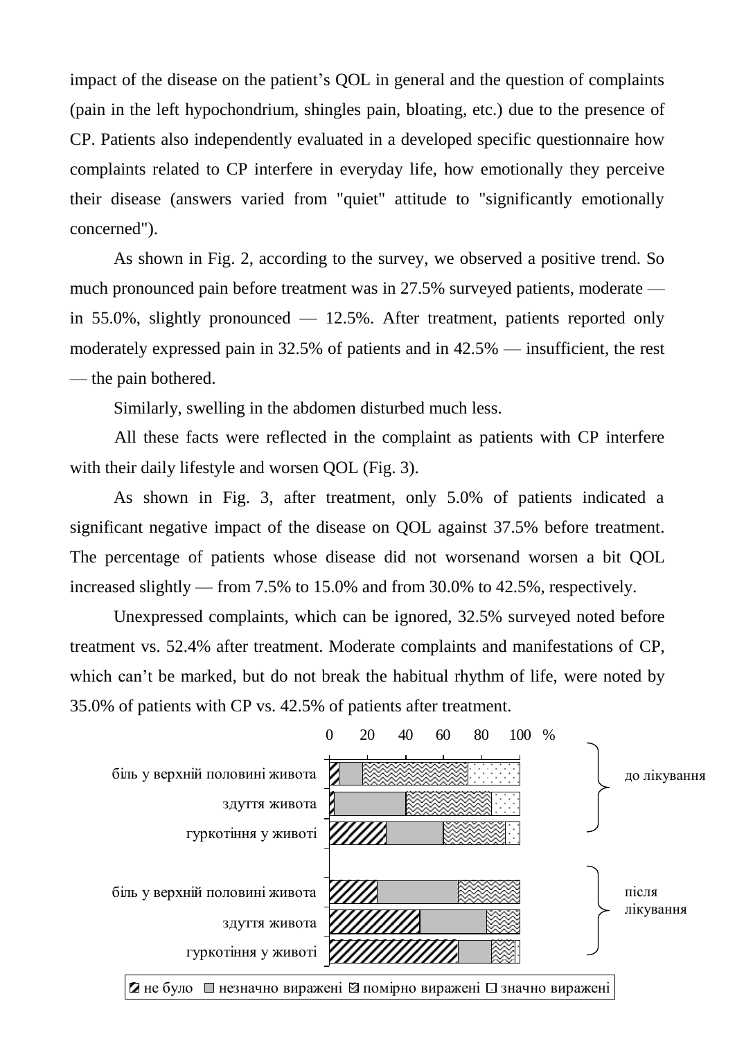impact of the disease on the patient's QOL in general and the question of complaints (pain in the left hypochondrium, shingles pain, bloating, etc.) due to the presence of CP. Patients also independently evaluated in a developed specific questionnaire how complaints related to CP interfere in everyday life, how emotionally they perceive their disease (answers varied from "quiet" attitude to "significantly emotionally concerned").

As shown in Fig. 2, according to the survey, we observed a positive trend. So much pronounced pain before treatment was in 27.5% surveyed patients, moderate — in 55.0%, slightly pronounced — 12.5%. After treatment, patients reported only moderately expressed pain in 32.5% of patients and in 42.5% — insufficient, the rest — the pain bothered.

Similarly, swelling in the abdomen disturbed much less.

All these facts were reflected in the complaint as patients with CP interfere with their daily lifestyle and worsen QOL (Fig. 3).

As shown in Fig. 3, after treatment, only 5.0% of patients indicated a significant negative impact of the disease on QOL against 37.5% before treatment. The percentage of patients whose disease did not worsenand worsen a bit QOL increased slightly — from 7.5% to 15.0% and from 30.0% to 42.5%, respectively.

Unexpressed complaints, which can be ignored, 32.5% surveyed noted before treatment vs. 52.4% after treatment. Moderate complaints and manifestations of CP, which can't be marked, but do not break the habitual rhythm of life, were noted by 35.0% of patients with CP vs. 42.5% of patients after treatment.

0 20 40 60 80 100 %

біль у верхній половині живота
здуття живота
гуркотіння у животі

до лікування

біль у верхній половині живота
здуття живота
гуркотіння у животі

після лікування

не було | незначно виражені | помірно виражені | значно виражені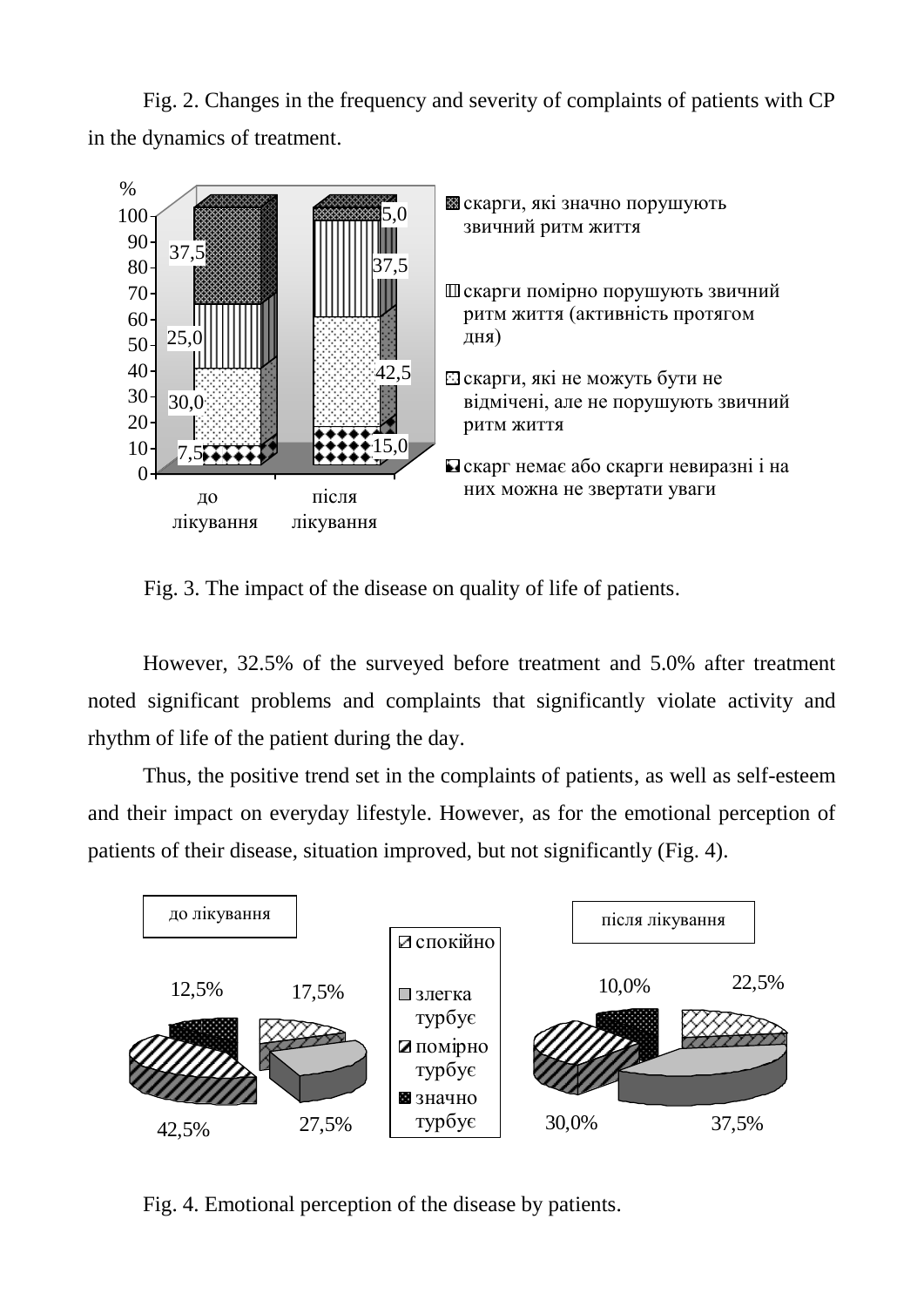Fig. 2. Changes in the frequency and severity of complaints of patients with CP in the dynamics of treatment.

%
100
90
80
70
60
50
40
30
20
10
0

37,5
25,0
30,0
7,5

5,0
37,5
42,5
15,0

до лікування
після лікування

скарги, які значно порушують звичний ритм життя
скарги помірно порушують звичний ритм життя (активність протягом дня)
скарги, які не можуть бути не відмічені, але не порушують звичний ритм життя
скарг немає або скарги невиразні і на них можна не звертати уваги

Fig. 3. The impact of the disease on quality of life of patients.

However, 32.5% of the surveyed before treatment and 5.0% after treatment noted significant problems and complaints that significantly violate activity and rhythm of life of the patient during the day.

Thus, the positive trend set in the complaints of patients, as well as self-esteem and their impact on everyday lifestyle. However, as for the emotional perception of patients of their disease, situation improved, but not significantly (Fig. 4).

до лікування

12,5%
17,5%
42,5%
27,5%

спокійно
злегка турбує
помірно турбує
значно турбує

після лікування

10,0%
22,5%
30,0%
37,5%

Fig. 4. Emotional perception of the disease by patients.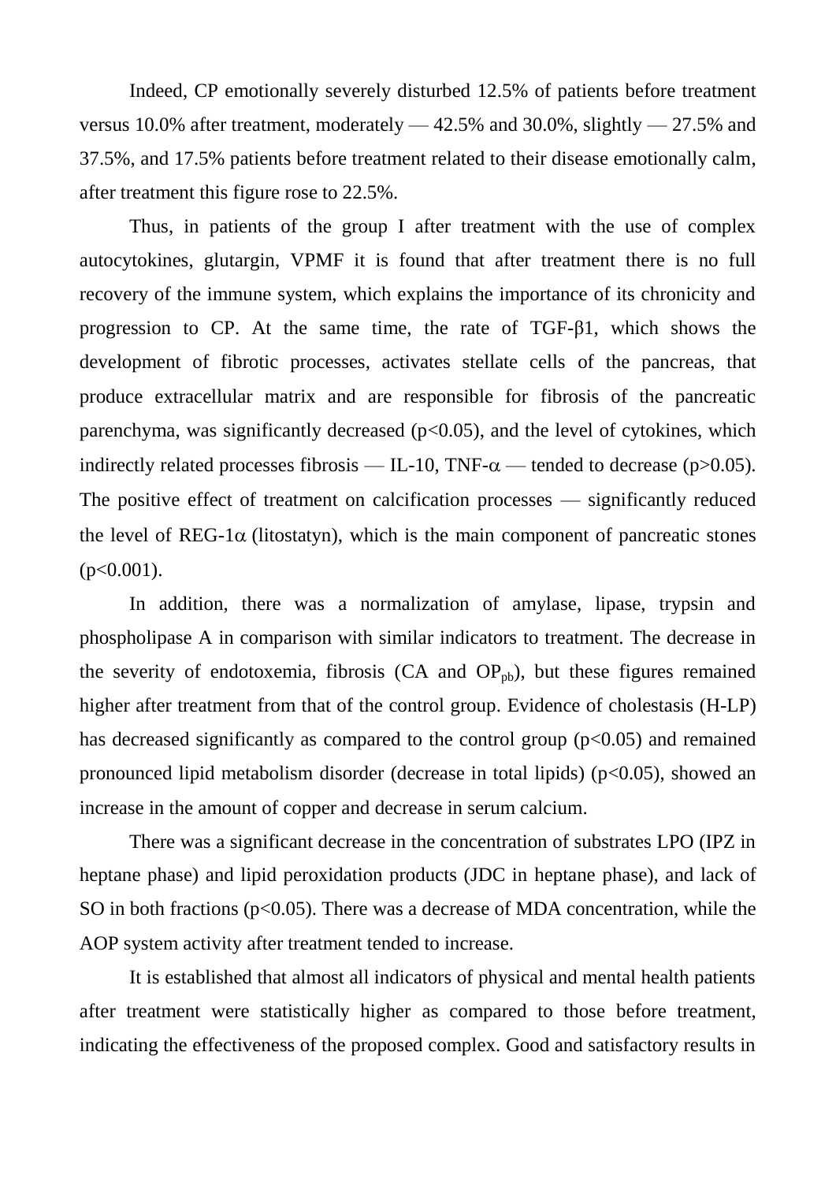Indeed, CP emotionally severely disturbed 12.5% of patients before treatment versus 10.0% after treatment, moderately — 42.5% and 30.0%, slightly — 27.5% and 37.5%, and 17.5% patients before treatment related to their disease emotionally calm, after treatment this figure rose to 22.5%.

Thus, in patients of the group I after treatment with the use of complex autocytokines, glutargin, VPMF it is found that after treatment there is no full recovery of the immune system, which explains the importance of its chronicity and progression to CP. At the same time, the rate of TGF-$\beta$1, which shows the development of fibrotic processes, activates stellate cells of the pancreas, that produce extracellular matrix and are responsible for fibrosis of the pancreatic parenchyma, was significantly decreased ($p<0.05$), and the level of cytokines, which indirectly related processes fibrosis — IL-10, TNF-$\alpha$ — tended to decrease ($p>0.05$). The positive effect of treatment on calcification processes — significantly reduced the level of REG-1$\alpha$ (litostatyn), which is the main component of pancreatic stones ($p<0.001$).

In addition, there was a normalization of amylase, lipase, trypsin and phospholipase A in comparison with similar indicators to treatment. The decrease in the severity of endotoxemia, fibrosis (CA and $OP_{pb}$), but these figures remained higher after treatment from that of the control group. Evidence of cholestasis (H-LP) has decreased significantly as compared to the control group ($p<0.05$) and remained pronounced lipid metabolism disorder (decrease in total lipids) ($p<0.05$), showed an increase in the amount of copper and decrease in serum calcium.

There was a significant decrease in the concentration of substrates LPO (IPZ in heptane phase) and lipid peroxidation products (JDC in heptane phase), and lack of SO in both fractions ($p<0.05$). There was a decrease of MDA concentration, while the AOP system activity after treatment tended to increase.

It is established that almost all indicators of physical and mental health patients after treatment were statistically higher as compared to those before treatment, indicating the effectiveness of the proposed complex. Good and satisfactory results in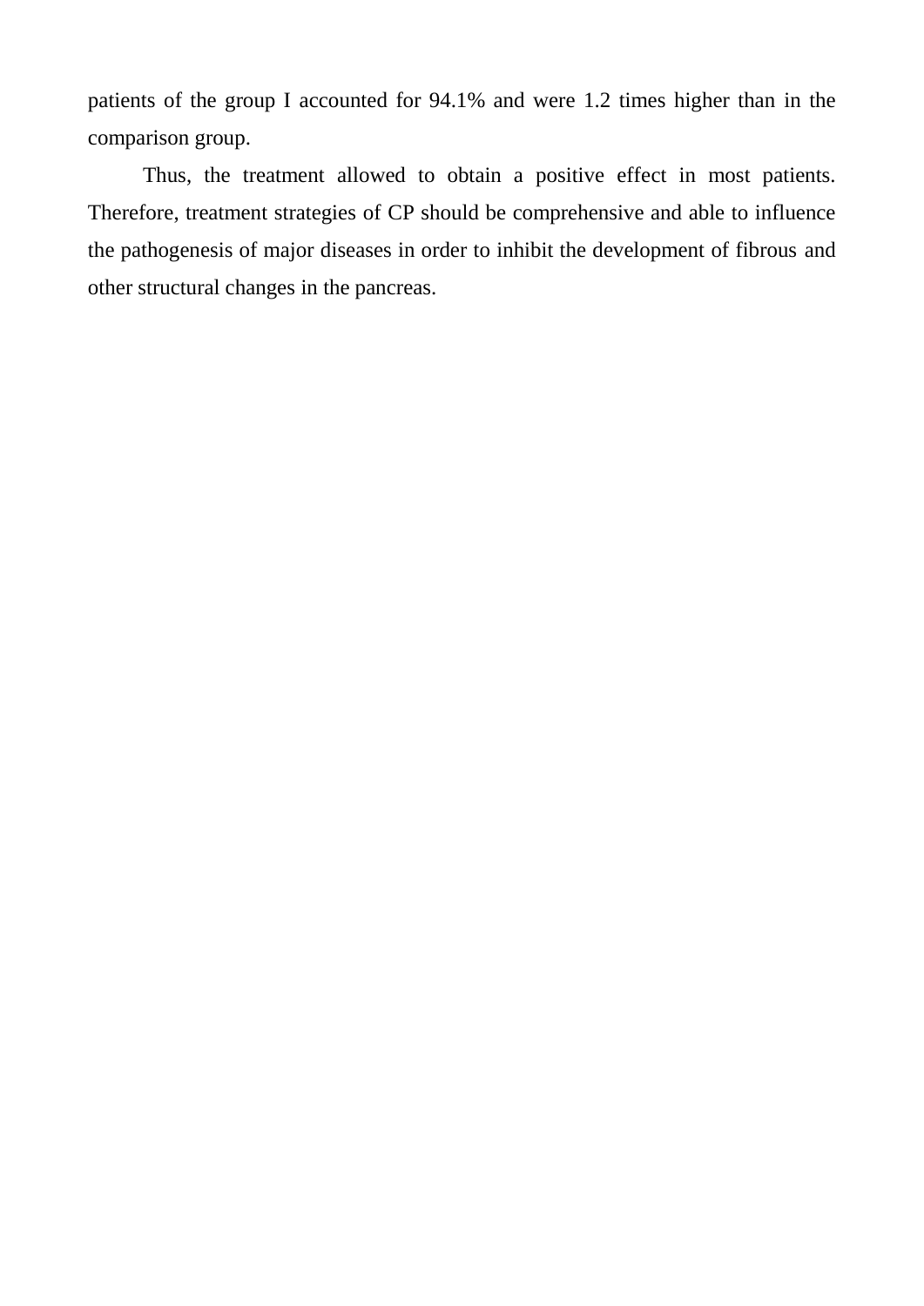patients of the group I accounted for 94.1% and were 1.2 times higher than in the comparison group.

Thus, the treatment allowed to obtain a positive effect in most patients. Therefore, treatment strategies of CP should be comprehensive and able to influence the pathogenesis of major diseases in order to inhibit the development of fibrous and other structural changes in the pancreas.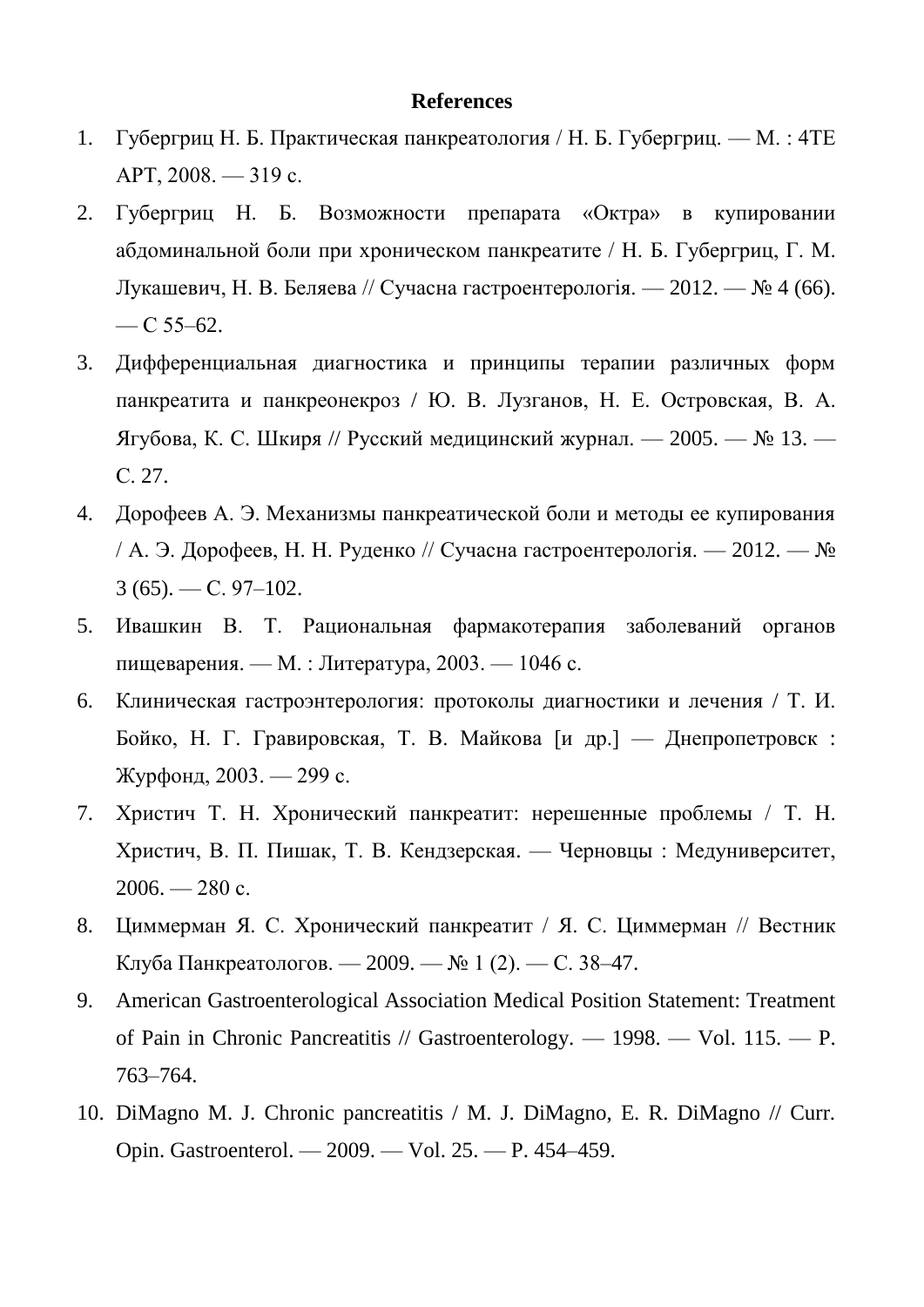**References**

1. Губергриц Н. Б. Практическая панкреатология / Н. Б. Губергриц. — М. : 4ТЕ АРТ, 2008. — 319 с.
2. Губергриц Н. Б. Возможности препарата «Октра» в купировании абдоминальной боли при хроническом панкреатите / Н. Б. Губергриц, Г. М. Лукашевич, Н. В. Беляева // Сучасна гастроентерологія. — 2012. — № 4 (66). — С 55–62.
3. Дифференциальная диагностика и принципы терапии различных форм панкреатита и панкреонекроз / Ю. В. Лузганов, Н. Е. Островская, В. А. Ягубова, К. С. Шкиря // Русский медицинский журнал. — 2005. — № 13. — С. 27.
4. Дорофеев А. Э. Механизмы панкреатической боли и методы ее купирования / А. Э. Дорофеев, Н. Н. Руденко // Сучасна гастроентерологія. — 2012. — № 3 (65). — С. 97–102.
5. Ивашкин В. Т. Рациональная фармакотерапия заболеваний органов пищеварения. — М. : Литература, 2003. — 1046 с.
6. Клиническая гастроэнтерология: протоколы диагностики и лечения / Т. И. Бойко, Н. Г. Гравировская, Т. В. Майкова [и др.] — Днепропетровск : Журфонд, 2003. — 299 с.
7. Христич Т. Н. Хронический панкреатит: нерешенные проблемы / Т. Н. Христич, В. П. Пишак, Т. В. Кендзерская. — Черновцы : Медуниверситет, 2006. — 280 с.
8. Циммерман Я. С. Хронический панкреатит / Я. С. Циммерман // Вестник Клуба Панкреатологов. — 2009. — № 1 (2). — С. 38–47.
9. American Gastroenterological Association Medical Position Statement: Treatment of Pain in Chronic Pancreatitis // Gastroenterology. — 1998. — Vol. 115. — P. 763–764.
10. DiMagno M. J. Chronic pancreatitis / M. J. DiMagno, E. R. DiMagno // Curr. Opin. Gastroenterol. — 2009. — Vol. 25. — P. 454–459.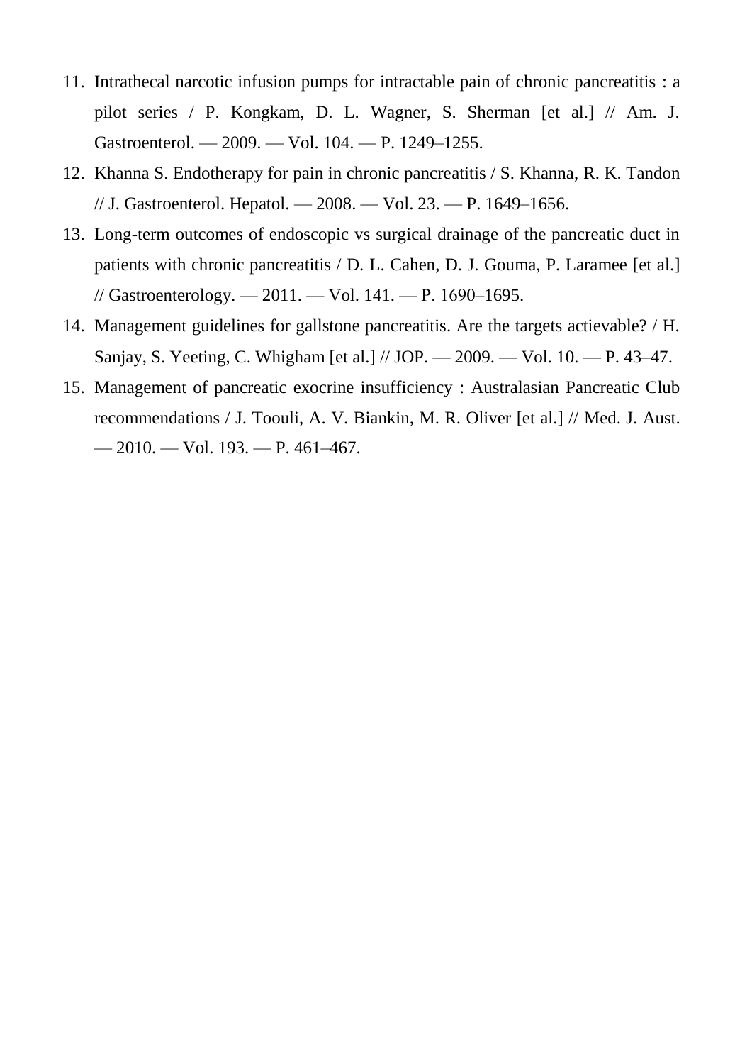11. Intrathecal narcotic infusion pumps for intractable pain of chronic pancreatitis : a pilot series / P. Kongkam, D. L. Wagner, S. Sherman [et al.] // Am. J. Gastroenterol. — 2009. — Vol. 104. — P. 1249–1255.
12. Khanna S. Endotherapy for pain in chronic pancreatitis / S. Khanna, R. K. Tandon // J. Gastroenterol. Hepatol. — 2008. — Vol. 23. — P. 1649–1656.
13. Long-term outcomes of endoscopic vs surgical drainage of the pancreatic duct in patients with chronic pancreatitis / D. L. Cahen, D. J. Gouma, P. Laramee [et al.] // Gastroenterology. — 2011. — Vol. 141. — P. 1690–1695.
14. Management guidelines for gallstone pancreatitis. Are the targets actievable? / H. Sanjay, S. Yeeting, C. Whigham [et al.] // JOP. — 2009. — Vol. 10. — P. 43–47.
15. Management of pancreatic exocrine insufficiency : Australasian Pancreatic Club recommendations / J. Toouli, A. V. Biankin, M. R. Oliver [et al.] // Med. J. Aust. — 2010. — Vol. 193. — P. 461–467.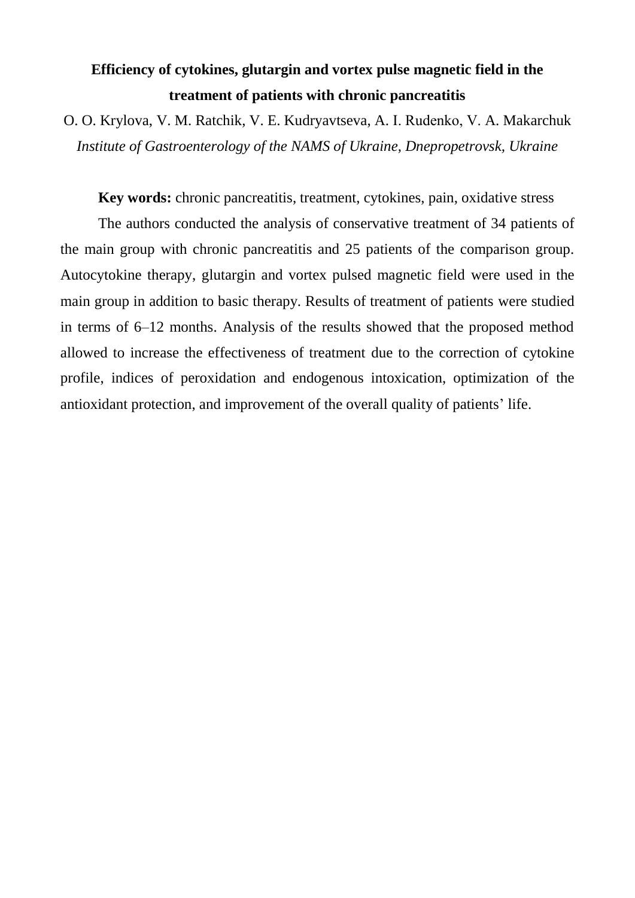**Efficiency of cytokines, glutargin and vortex pulse magnetic field in the treatment of patients with chronic pancreatitis**

O. O. Krylova, V. M. Ratchik, V. E. Kudryavtseva, A. I. Rudenko, V. A. Makarchuk

*Institute of Gastroenterology of the NAMS of Ukraine, Dnepropetrovsk, Ukraine*

**Key words:** chronic pancreatitis, treatment, cytokines, pain, oxidative stress

The authors conducted the analysis of conservative treatment of 34 patients of the main group with chronic pancreatitis and 25 patients of the comparison group. Autocytokine therapy, glutargin and vortex pulsed magnetic field were used in the main group in addition to basic therapy. Results of treatment of patients were studied in terms of 6–12 months. Analysis of the results showed that the proposed method allowed to increase the effectiveness of treatment due to the correction of cytokine profile, indices of peroxidation and endogenous intoxication, optimization of the antioxidant protection, and improvement of the overall quality of patients' life.